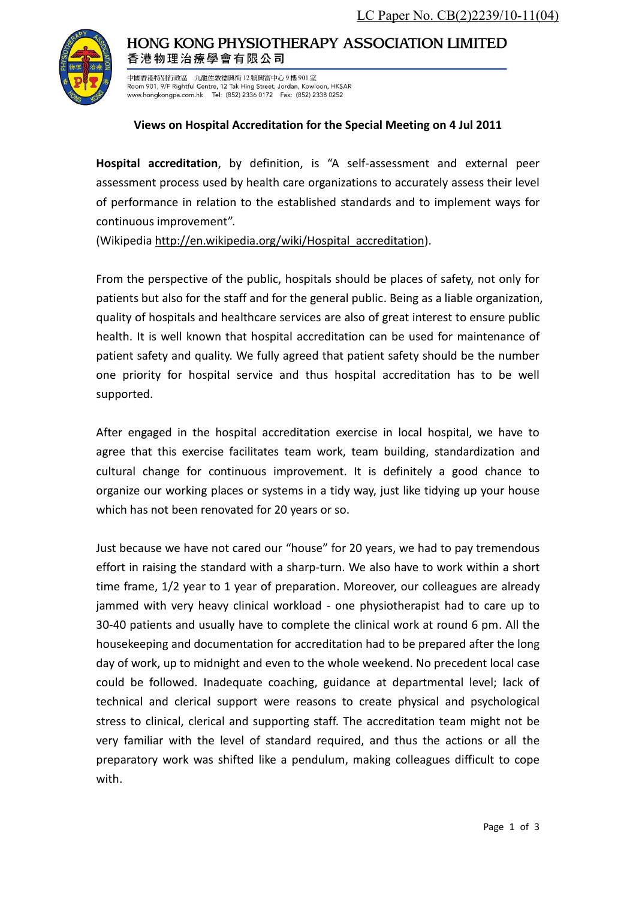LC Paper No. CB(2)2239/10-11(04)

**HONG KONG PHYSIOTHERAPY ASSOCIATION LIMITED**
**香港物理治療學會有限公司**

中國香港特別行政區 九龍佐敦興街12號興富中心9樓901室
Room 901, 9/F Rightful Centre, 12 Tak Hing Street, Jordan, Kowloon, HKSAR
www.hongkongpa.com.hk Tel: (852) 2336 0172 Fax: (852) 2338 0252

## Views on Hospital Accreditation for the Special Meeting on 4 Jul 2011

**Hospital accreditation**, by definition, is "A self-assessment and external peer assessment process used by health care organizations to accurately assess their level of performance in relation to the established standards and to implement ways for continuous improvement".
(Wikipedia http://en.wikipedia.org/wiki/Hospital_accreditation).

From the perspective of the public, hospitals should be places of safety, not only for patients but also for the staff and for the general public. Being as a liable organization, quality of hospitals and healthcare services are also of great interest to ensure public health. It is well known that hospital accreditation can be used for maintenance of patient safety and quality. We fully agreed that patient safety should be the number one priority for hospital service and thus hospital accreditation has to be well supported.

After engaged in the hospital accreditation exercise in local hospital, we have to agree that this exercise facilitates team work, team building, standardization and cultural change for continuous improvement. It is definitely a good chance to organize our working places or systems in a tidy way, just like tidying up your house which has not been renovated for 20 years or so.

Just because we have not cared our "house" for 20 years, we had to pay tremendous effort in raising the standard with a sharp-turn. We also have to work within a short time frame, 1/2 year to 1 year of preparation. Moreover, our colleagues are already jammed with very heavy clinical workload - one physiotherapist had to care up to 30-40 patients and usually have to complete the clinical work at round 6 pm. All the housekeeping and documentation for accreditation had to be prepared after the long day of work, up to midnight and even to the whole weekend. No precedent local case could be followed. Inadequate coaching, guidance at departmental level; lack of technical and clerical support were reasons to create physical and psychological stress to clinical, clerical and supporting staff. The accreditation team might not be very familiar with the level of standard required, and thus the actions or all the preparatory work was shifted like a pendulum, making colleagues difficult to cope with.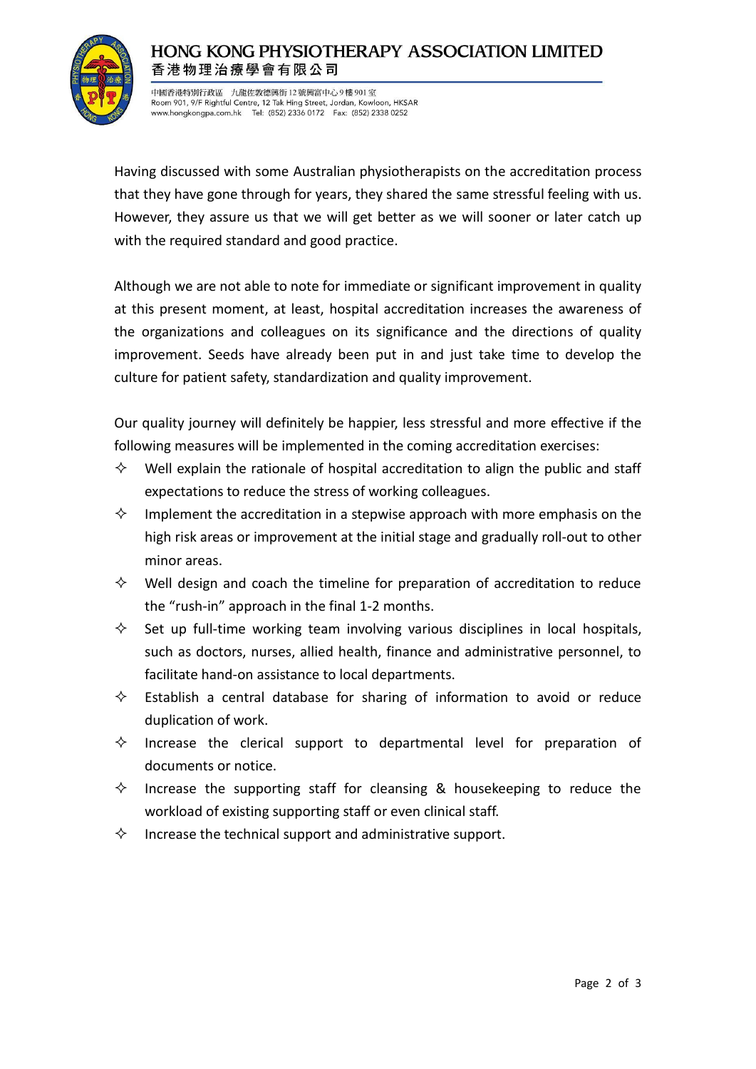Having discussed with some Australian physiotherapists on the accreditation process that they have gone through for years, they shared the same stressful feeling with us. However, they assure us that we will get better as we will sooner or later catch up with the required standard and good practice.

Although we are not able to note for immediate or significant improvement in quality at this present moment, at least, hospital accreditation increases the awareness of the organizations and colleagues on its significance and the directions of quality improvement. Seeds have already been put in and just take time to develop the culture for patient safety, standardization and quality improvement.

Our quality journey will definitely be happier, less stressful and more effective if the following measures will be implemented in the coming accreditation exercises:

- Well explain the rationale of hospital accreditation to align the public and staff expectations to reduce the stress of working colleagues.
- Implement the accreditation in a stepwise approach with more emphasis on the high risk areas or improvement at the initial stage and gradually roll-out to other minor areas.
- Well design and coach the timeline for preparation of accreditation to reduce the "rush-in" approach in the final 1-2 months.
- Set up full-time working team involving various disciplines in local hospitals, such as doctors, nurses, allied health, finance and administrative personnel, to facilitate hand-on assistance to local departments.
- Establish a central database for sharing of information to avoid or reduce duplication of work.
- Increase the clerical support to departmental level for preparation of documents or notice.
- Increase the supporting staff for cleansing & housekeeping to reduce the workload of existing supporting staff or even clinical staff.
- Increase the technical support and administrative support.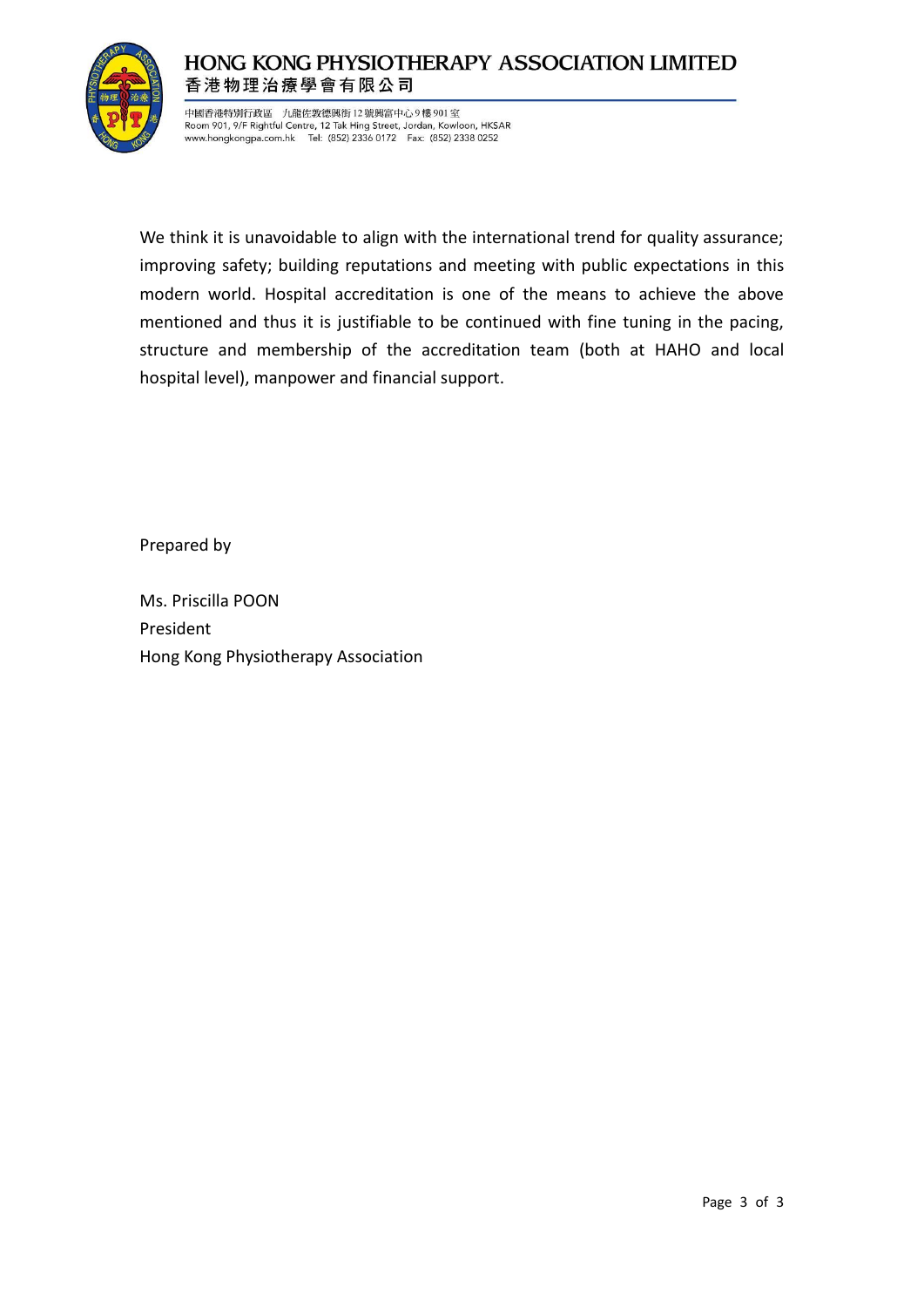We think it is unavoidable to align with the international trend for quality assurance; improving safety; building reputations and meeting with public expectations in this modern world. Hospital accreditation is one of the means to achieve the above mentioned and thus it is justifiable to be continued with fine tuning in the pacing, structure and membership of the accreditation team (both at HAHO and local hospital level), manpower and financial support.

Prepared by

Ms. Priscilla POON
President
Hong Kong Physiotherapy Association